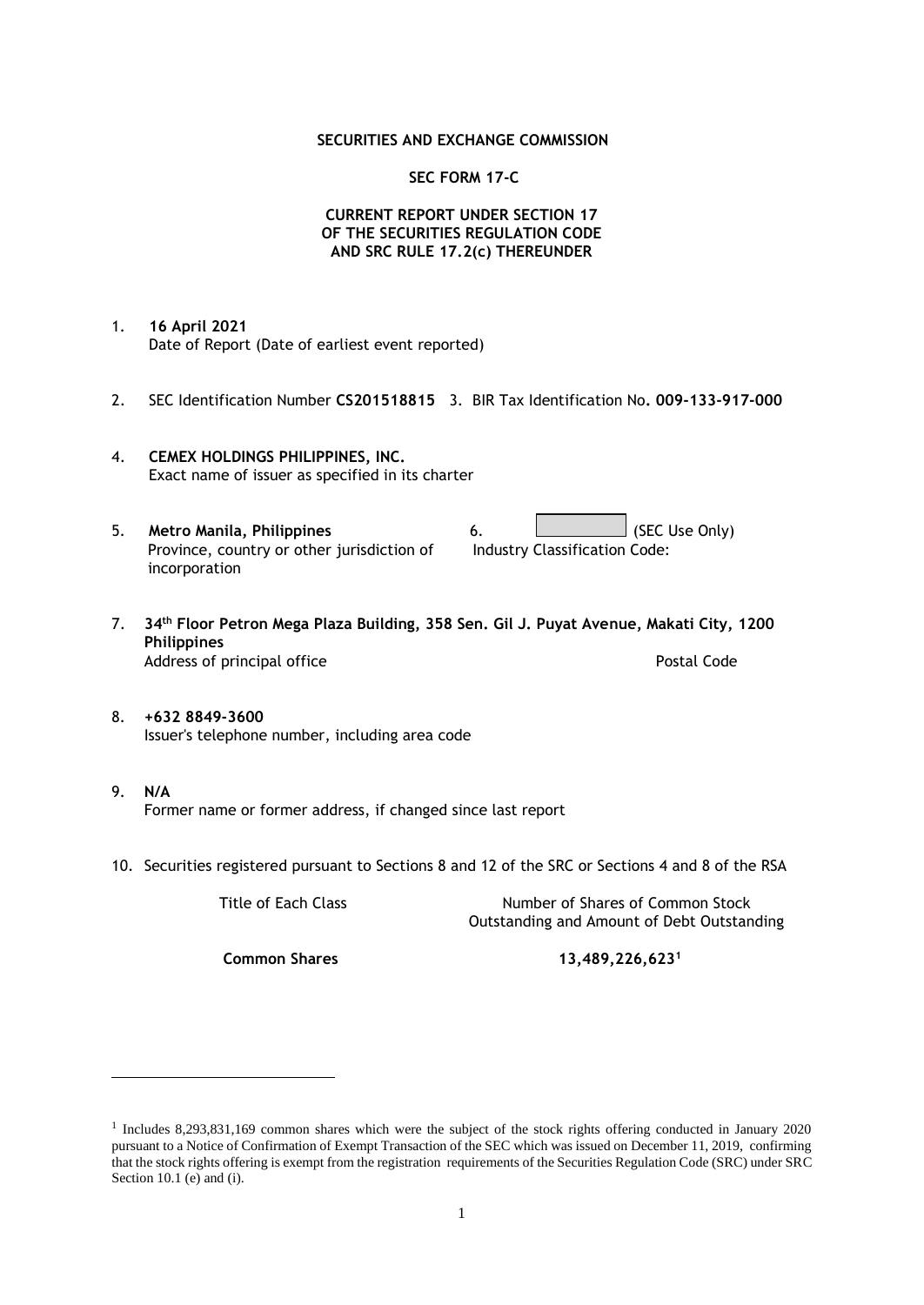**SECURITIES AND EXCHANGE COMMISSION**

**SEC FORM 17-C**

**CURRENT REPORT UNDER SECTION 17**
**OF THE SECURITIES REGULATION CODE**
**AND SRC RULE 17.2(c) THEREUNDER**

1. **16 April 2021**
   Date of Report (Date of earliest event reported)

2. SEC Identification Number **CS201518815** 3. BIR Tax Identification No**. 009-133-917-000**

4. **CEMEX HOLDINGS PHILIPPINES, INC.**
   Exact name of issuer as specified in its charter

5. **Metro Manila, Philippines**
   Province, country or other jurisdiction of incorporation

6. (SEC Use Only)
   Industry Classification Code:

7. **34th Floor Petron Mega Plaza Building, 358 Sen. Gil J. Puyat Avenue, Makati City, 1200 Philippines**
   Address of principal office    Postal Code

8. **+632 8849-3600**
   Issuer's telephone number, including area code

9. **N/A**
   Former name or former address, if changed since last report

10. Securities registered pursuant to Sections 8 and 12 of the SRC or Sections 4 and 8 of the RSA

| Title of Each Class | Number of Shares of Common Stock Outstanding and Amount of Debt Outstanding |
|---|---|
| **Common Shares** | **13,489,226,623**[1] |

[1] Includes 8,293,831,169 common shares which were the subject of the stock rights offering conducted in January 2020 pursuant to a Notice of Confirmation of Exempt Transaction of the SEC which was issued on December 11, 2019, confirming that the stock rights offering is exempt from the registration requirements of the Securities Regulation Code (SRC) under SRC Section 10.1 (e) and (i).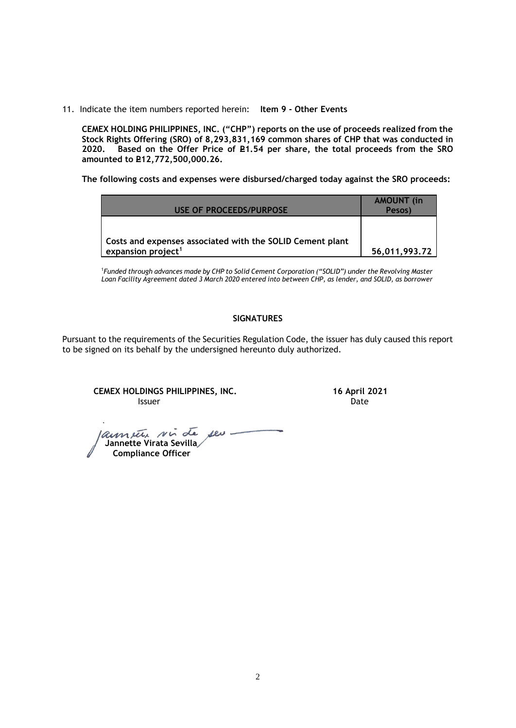11. Indicate the item numbers reported herein: **Item 9 - Other Events**

**CEMEX HOLDING PHILIPPINES, INC. ("CHP") reports on the use of proceeds realized from the Stock Rights Offering (SRO) of 8,293,831,169 common shares of CHP that was conducted in 2020. Based on the Offer Price of ₱1.54 per share, the total proceeds from the SRO amounted to ₱12,772,500,000.26.**

**The following costs and expenses were disbursed/charged today against the SRO proceeds:**

| USE OF PROCEEDS/PURPOSE | AMOUNT (in Pesos) |
|---|---|
| **Costs and expenses associated with the SOLID Cement plant expansion project[1]** | **56,011,993.72** |

[1] *Funded through advances made by CHP to Solid Cement Corporation ("SOLID") under the Revolving Master Loan Facility Agreement dated 3 March 2020 entered into between CHP, as lender, and SOLID, as borrower*

**SIGNATURES**

Pursuant to the requirements of the Securities Regulation Code, the issuer has duly caused this report to be signed on its behalf by the undersigned hereunto duly authorized.

**CEMEX HOLDINGS PHILIPPINES, INC.**
Issuer

**16 April 2021**
Date

**Jannette Virata Sevilla**
**Compliance Officer**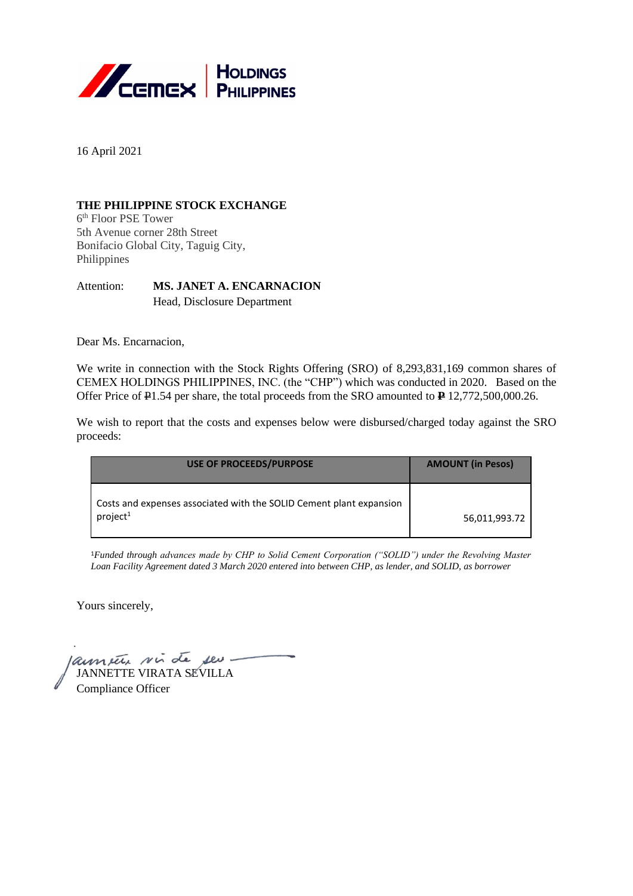CEMEX | HOLDINGS PHILIPPINES

16 April 2021

**THE PHILIPPINE STOCK EXCHANGE**
6th Floor PSE Tower
5th Avenue corner 28th Street
Bonifacio Global City, Taguig City,
Philippines

Attention: **MS. JANET A. ENCARNACION**
Head, Disclosure Department

Dear Ms. Encarnacion,

We write in connection with the Stock Rights Offering (SRO) of 8,293,831,169 common shares of CEMEX HOLDINGS PHILIPPINES, INC. (the "CHP") which was conducted in 2020. Based on the Offer Price of ₱1.54 per share, the total proceeds from the SRO amounted to ₱ 12,772,500,000.26.

We wish to report that the costs and expenses below were disbursed/charged today against the SRO proceeds:

| USE OF PROCEEDS/PURPOSE | AMOUNT (in Pesos) |
| --- | --- |
| Costs and expenses associated with the SOLID Cement plant expansion project[1] | 56,011,993.72 |

[1]*Funded through advances made by CHP to Solid Cement Corporation ("SOLID") under the Revolving Master Loan Facility Agreement dated 3 March 2020 entered into between CHP, as lender, and SOLID, as borrower*

Yours sincerely,

JANNETTE VIRATA SEVILLA
Compliance Officer